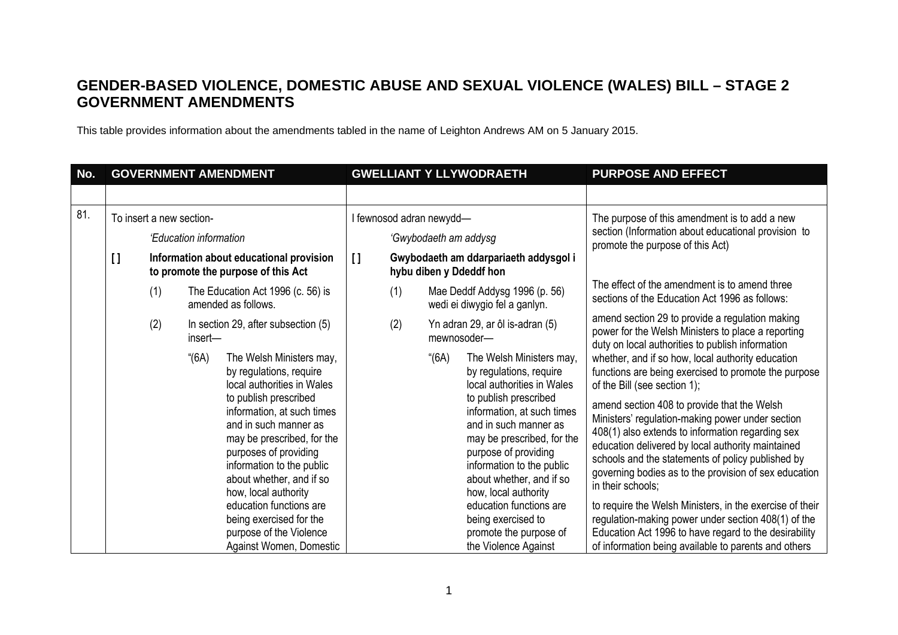## GENDER-BASED VIOLENCE, DOMESTIC ABUSE AND SEXUAL VIOLENCE (WALES) BILL – STAGE 2 GOVERNMENT AMENDMENTS

This table provides information about the amendments tabled in the name of Leighton Andrews AM on 5 January 2015.

| No. | GOVERNMENT AMENDMENT | GWELLIANT Y LLYWODRAETH | PURPOSE AND EFFECT |
|---|---|---|---|
| | | | |
| 81. | To insert a new section-<br><br>*'Education information*<br><br>**[ ] Information about educational provision to promote the purpose of this Act**<br><br>(1) The Education Act 1996 (c. 56) is amended as follows.<br><br>(2) In section 29, after subsection (5) insert—<br><br>"(6A) The Welsh Ministers may, by regulations, require local authorities in Wales to publish prescribed information, at such times and in such manner as may be prescribed, for the purposes of providing information to the public about whether, and if so how, local authority education functions are being exercised for the purpose of the Violence Against Women, Domestic | I fewnosod adran newydd—<br><br>*'Gwybodaeth am addysg*<br><br>**[ ] Gwybodaeth am ddarpariaeth addysgol i hybu diben y Ddeddf hon**<br><br>(1) Mae Deddf Addysg 1996 (p. 56) wedi ei diwygio fel a ganlyn.<br><br>(2) Yn adran 29, ar ôl is-adran (5) mewnosoder—<br><br>"(6A) The Welsh Ministers may, by regulations, require local authorities in Wales to publish prescribed information, at such times and in such manner as may be prescribed, for the purpose of providing information to the public about whether, and if so how, local authority education functions are being exercised to promote the purpose of the Violence Against | The purpose of this amendment is to add a new section (Information about educational provision to promote the purpose of this Act)<br><br>The effect of the amendment is to amend three sections of the Education Act 1996 as follows:<br><br>amend section 29 to provide a regulation making power for the Welsh Ministers to place a reporting duty on local authorities to publish information whether, and if so how, local authority education functions are being exercised to promote the purpose of the Bill (see section 1);<br><br>amend section 408 to provide that the Welsh Ministers' regulation-making power under section 408(1) also extends to information regarding sex education delivered by local authority maintained schools and the statements of policy published by governing bodies as to the provision of sex education in their schools;<br><br>to require the Welsh Ministers, in the exercise of their regulation-making power under section 408(1) of the Education Act 1996 to have regard to the desirability of information being available to parents and others |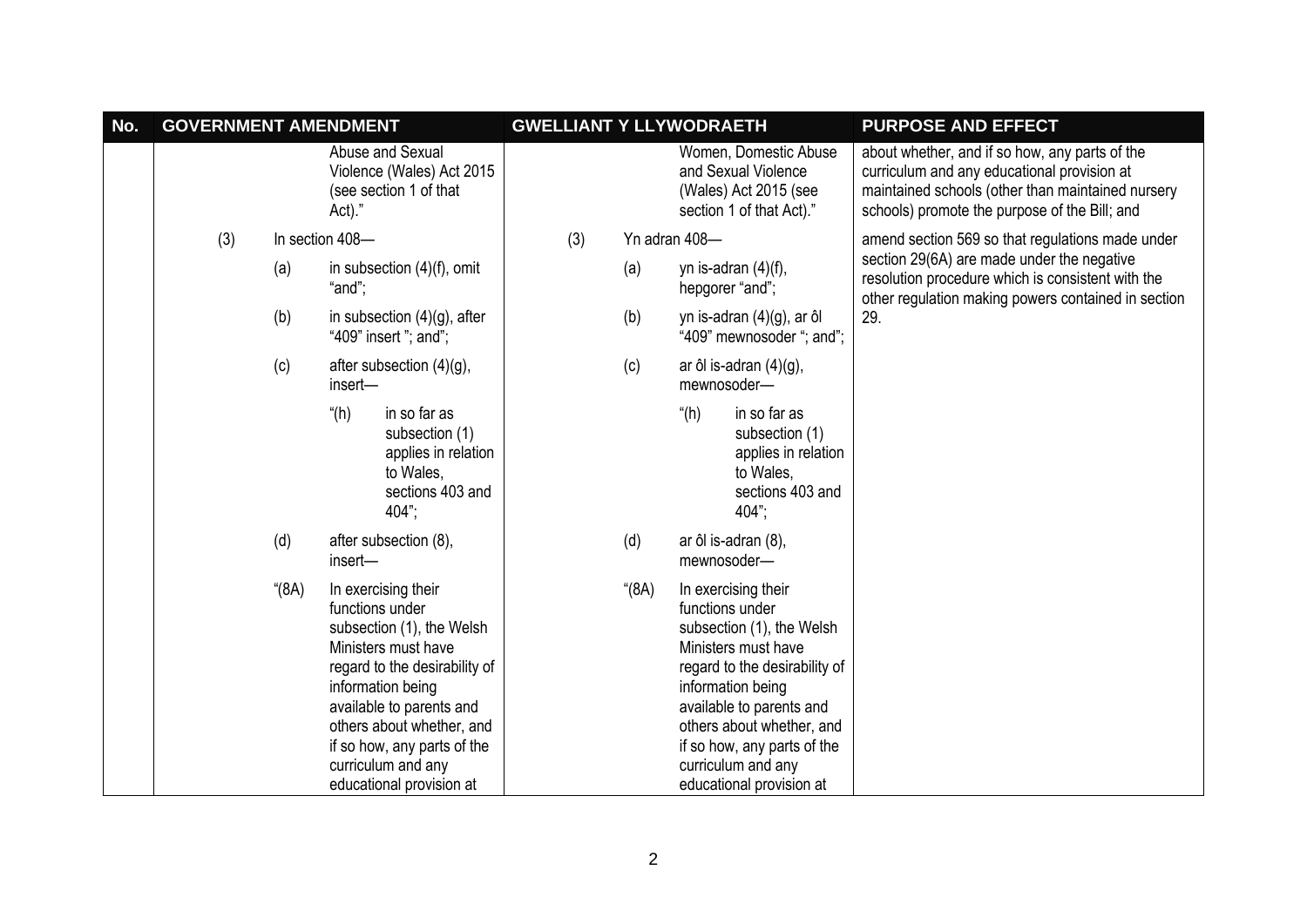| No. | GOVERNMENT AMENDMENT | GWELLIANT Y LLYWODRAETH | PURPOSE AND EFFECT |
|---|---|---|---|
| | Abuse and Sexual Violence (Wales) Act 2015 (see section 1 of that Act)." | Women, Domestic Abuse and Sexual Violence (Wales) Act 2015 (see section 1 of that Act)." | about whether, and if so how, any parts of the curriculum and any educational provision at maintained schools (other than maintained nursery schools) promote the purpose of the Bill; and |
| | (3) In section 408— | (3) Yn adran 408— | amend section 569 so that regulations made under section 29(6A) are made under the negative resolution procedure which is consistent with the other regulation making powers contained in section 29. |
| | (a) in subsection (4)(f), omit "and"; | (a) yn is-adran (4)(f), hepgorer "and"; | |
| | (b) in subsection (4)(g), after "409" insert "; and"; | (b) yn is-adran (4)(g), ar ôl "409" mewnosoder "; and"; | |
| | (c) after subsection (4)(g), insert— | (c) ar ôl is-adran (4)(g), mewnosoder— | |
| | "(h) in so far as subsection (1) applies in relation to Wales, sections 403 and 404"; | "(h) in so far as subsection (1) applies in relation to Wales, sections 403 and 404"; | |
| | (d) after subsection (8), insert— | (d) ar ôl is-adran (8), mewnosoder— | |
| | "(8A) In exercising their functions under subsection (1), the Welsh Ministers must have regard to the desirability of information being available to parents and others about whether, and if so how, any parts of the curriculum and any educational provision at | "(8A) In exercising their functions under subsection (1), the Welsh Ministers must have regard to the desirability of information being available to parents and others about whether, and if so how, any parts of the curriculum and any educational provision at | |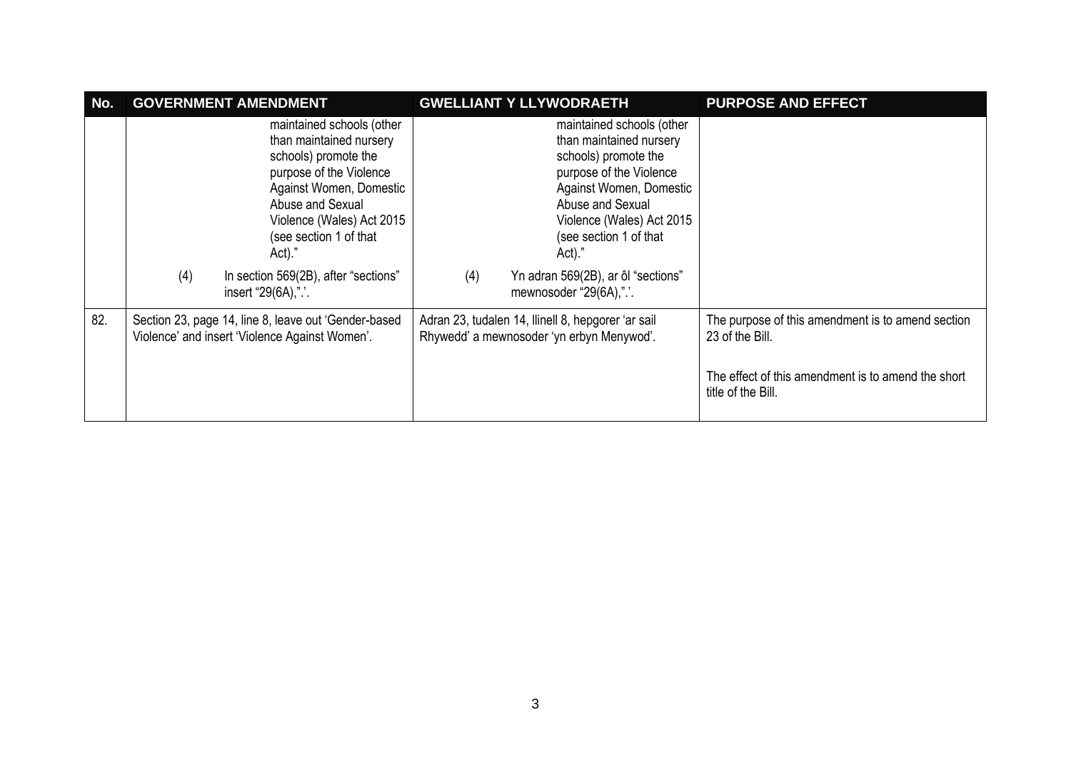| No. | GOVERNMENT AMENDMENT | GWELLIANT Y LLYWODRAETH | PURPOSE AND EFFECT |
|---|---|---|---|
| | maintained schools (other than maintained nursery schools) promote the purpose of the Violence Against Women, Domestic Abuse and Sexual Violence (Wales) Act 2015 (see section 1 of that Act)."<br><br>(4) In section 569(2B), after "sections" insert "29(6A),".'. | maintained schools (other than maintained nursery schools) promote the purpose of the Violence Against Women, Domestic Abuse and Sexual Violence (Wales) Act 2015 (see section 1 of that Act)."<br><br>(4) Yn adran 569(2B), ar ôl "sections" mewnosoder "29(6A),".'. | |
| 82. | Section 23, page 14, line 8, leave out 'Gender-based Violence' and insert 'Violence Against Women'. | Adran 23, tudalen 14, llinell 8, hepgorer 'ar sail Rhywedd' a mewnosoder 'yn erbyn Menywod'. | The purpose of this amendment is to amend section 23 of the Bill.<br><br>The effect of this amendment is to amend the short title of the Bill. |